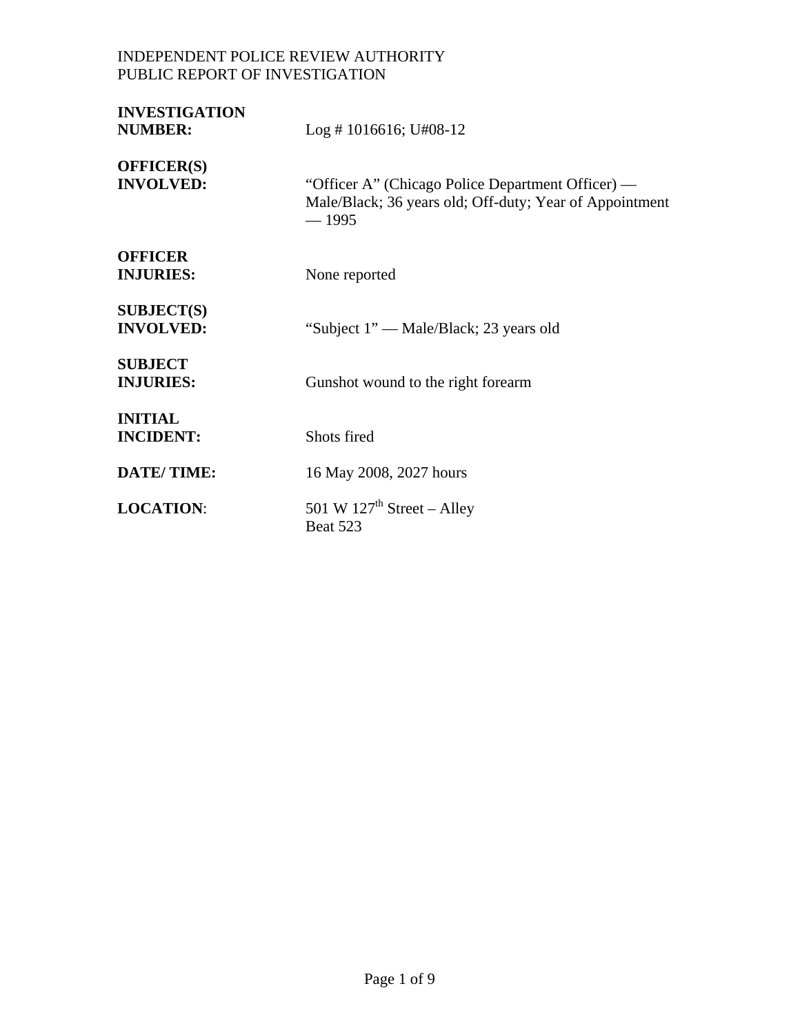INDEPENDENT POLICE REVIEW AUTHORITY
PUBLIC REPORT OF INVESTIGATION

| | |
|---|---|
| **INVESTIGATION NUMBER:** | Log # 1016616; U#08-12 |
| **OFFICER(S) INVOLVED:** | "Officer A" (Chicago Police Department Officer) — Male/Black; 36 years old; Off-duty; Year of Appointment — 1995 |
| **OFFICER INJURIES:** | None reported |
| **SUBJECT(S) INVOLVED:** | "Subject 1" — Male/Black; 23 years old |
| **SUBJECT INJURIES:** | Gunshot wound to the right forearm |
| **INITIAL INCIDENT:** | Shots fired |
| **DATE/ TIME:** | 16 May 2008, 2027 hours |
| **LOCATION**: | 501 W 127th Street – Alley<br>Beat 523 |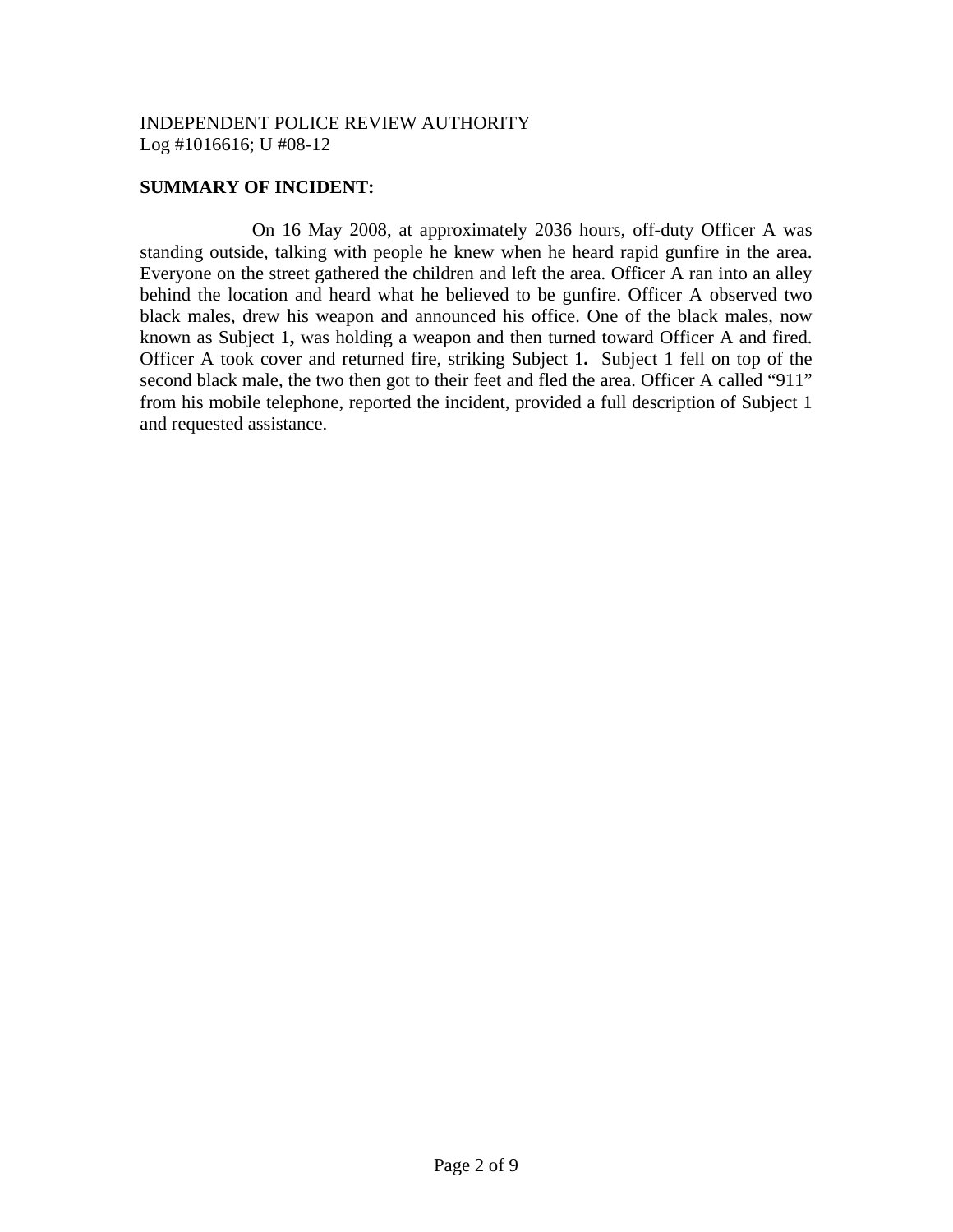INDEPENDENT POLICE REVIEW AUTHORITY
Log #1016616; U #08-12

**SUMMARY OF INCIDENT:**

On 16 May 2008, at approximately 2036 hours, off-duty Officer A was standing outside, talking with people he knew when he heard rapid gunfire in the area. Everyone on the street gathered the children and left the area. Officer A ran into an alley behind the location and heard what he believed to be gunfire. Officer A observed two black males, drew his weapon and announced his office. One of the black males, now known as Subject 1**,** was holding a weapon and then turned toward Officer A and fired. Officer A took cover and returned fire, striking Subject 1**.** Subject 1 fell on top of the second black male, the two then got to their feet and fled the area. Officer A called "911" from his mobile telephone, reported the incident, provided a full description of Subject 1 and requested assistance.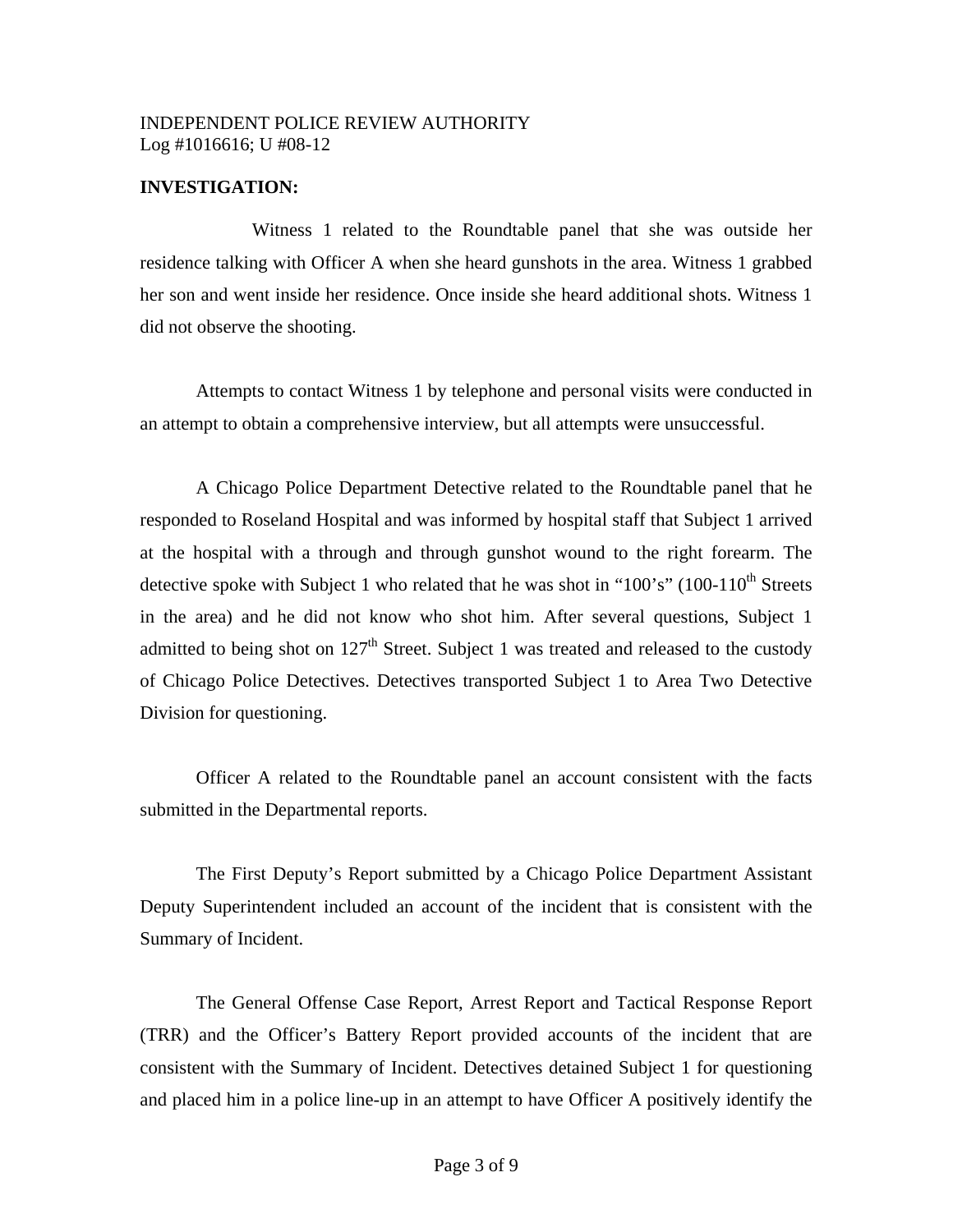INDEPENDENT POLICE REVIEW AUTHORITY
Log #1016616; U #08-12

**INVESTIGATION:**

Witness 1 related to the Roundtable panel that she was outside her residence talking with Officer A when she heard gunshots in the area. Witness 1 grabbed her son and went inside her residence. Once inside she heard additional shots. Witness 1 did not observe the shooting.

Attempts to contact Witness 1 by telephone and personal visits were conducted in an attempt to obtain a comprehensive interview, but all attempts were unsuccessful.

A Chicago Police Department Detective related to the Roundtable panel that he responded to Roseland Hospital and was informed by hospital staff that Subject 1 arrived at the hospital with a through and through gunshot wound to the right forearm. The detective spoke with Subject 1 who related that he was shot in "100's" (100-110th Streets in the area) and he did not know who shot him. After several questions, Subject 1 admitted to being shot on 127th Street. Subject 1 was treated and released to the custody of Chicago Police Detectives. Detectives transported Subject 1 to Area Two Detective Division for questioning.

Officer A related to the Roundtable panel an account consistent with the facts submitted in the Departmental reports.

The First Deputy's Report submitted by a Chicago Police Department Assistant Deputy Superintendent included an account of the incident that is consistent with the Summary of Incident.

The General Offense Case Report, Arrest Report and Tactical Response Report (TRR) and the Officer's Battery Report provided accounts of the incident that are consistent with the Summary of Incident. Detectives detained Subject 1 for questioning and placed him in a police line-up in an attempt to have Officer A positively identify the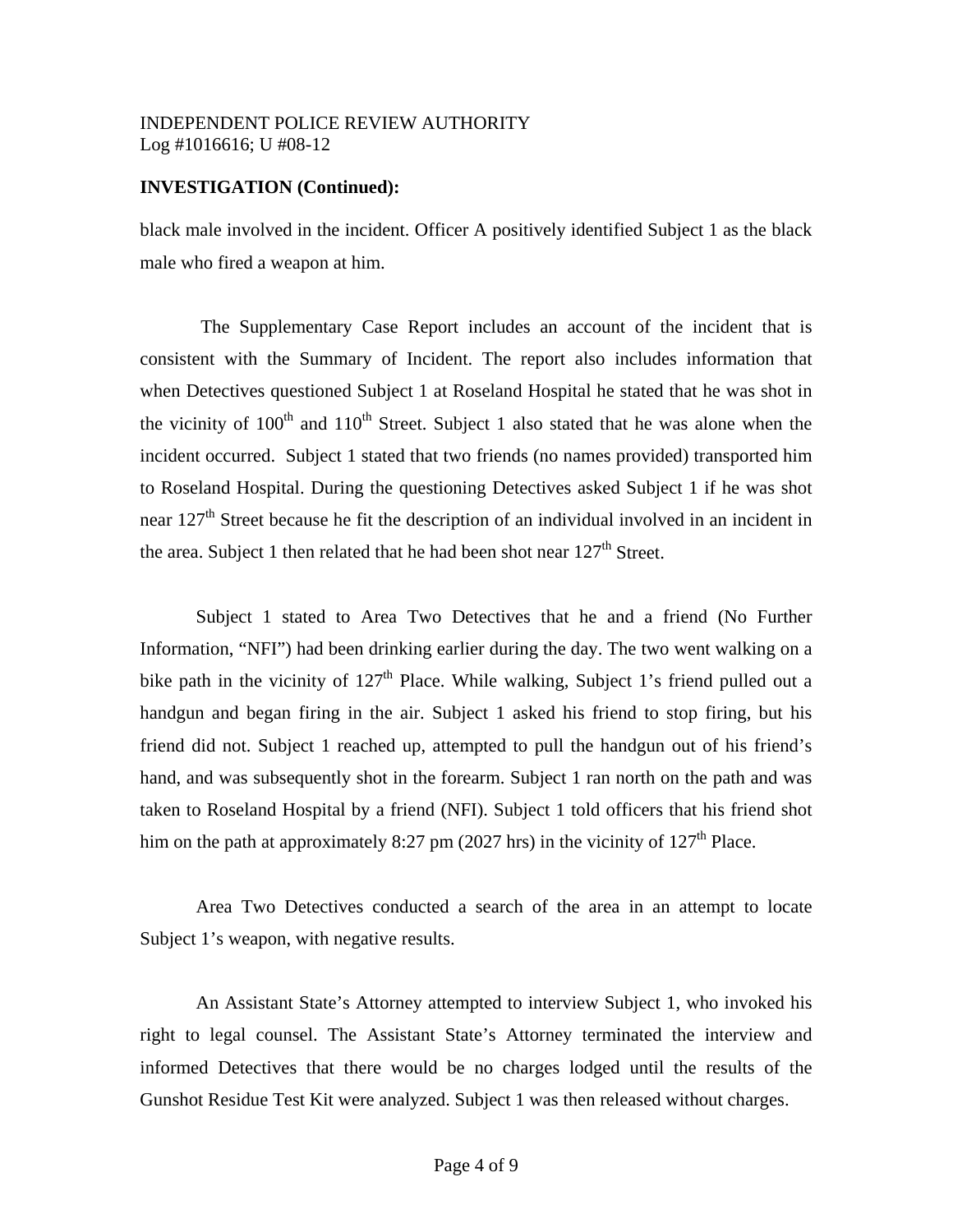**INVESTIGATION (Continued):**

black male involved in the incident. Officer A positively identified Subject 1 as the black male who fired a weapon at him.

The Supplementary Case Report includes an account of the incident that is consistent with the Summary of Incident. The report also includes information that when Detectives questioned Subject 1 at Roseland Hospital he stated that he was shot in the vicinity of 100th and 110th Street. Subject 1 also stated that he was alone when the incident occurred. Subject 1 stated that two friends (no names provided) transported him to Roseland Hospital. During the questioning Detectives asked Subject 1 if he was shot near 127th Street because he fit the description of an individual involved in an incident in the area. Subject 1 then related that he had been shot near 127th Street.

Subject 1 stated to Area Two Detectives that he and a friend (No Further Information, "NFI") had been drinking earlier during the day. The two went walking on a bike path in the vicinity of 127th Place. While walking, Subject 1's friend pulled out a handgun and began firing in the air. Subject 1 asked his friend to stop firing, but his friend did not. Subject 1 reached up, attempted to pull the handgun out of his friend's hand, and was subsequently shot in the forearm. Subject 1 ran north on the path and was taken to Roseland Hospital by a friend (NFI). Subject 1 told officers that his friend shot him on the path at approximately 8:27 pm (2027 hrs) in the vicinity of 127th Place.

Area Two Detectives conducted a search of the area in an attempt to locate Subject 1's weapon, with negative results.

An Assistant State's Attorney attempted to interview Subject 1, who invoked his right to legal counsel. The Assistant State's Attorney terminated the interview and informed Detectives that there would be no charges lodged until the results of the Gunshot Residue Test Kit were analyzed. Subject 1 was then released without charges.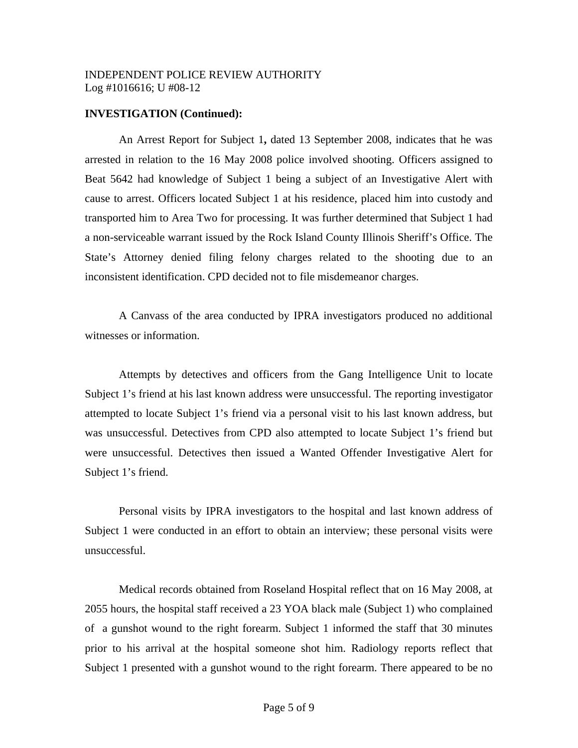INDEPENDENT POLICE REVIEW AUTHORITY
Log #1016616; U #08-12

**INVESTIGATION (Continued):**

An Arrest Report for Subject 1**,** dated 13 September 2008, indicates that he was arrested in relation to the 16 May 2008 police involved shooting. Officers assigned to Beat 5642 had knowledge of Subject 1 being a subject of an Investigative Alert with cause to arrest. Officers located Subject 1 at his residence, placed him into custody and transported him to Area Two for processing. It was further determined that Subject 1 had a non-serviceable warrant issued by the Rock Island County Illinois Sheriff's Office. The State's Attorney denied filing felony charges related to the shooting due to an inconsistent identification. CPD decided not to file misdemeanor charges.

A Canvass of the area conducted by IPRA investigators produced no additional witnesses or information.

Attempts by detectives and officers from the Gang Intelligence Unit to locate Subject 1's friend at his last known address were unsuccessful. The reporting investigator attempted to locate Subject 1's friend via a personal visit to his last known address, but was unsuccessful. Detectives from CPD also attempted to locate Subject 1's friend but were unsuccessful. Detectives then issued a Wanted Offender Investigative Alert for Subject 1's friend.

Personal visits by IPRA investigators to the hospital and last known address of Subject 1 were conducted in an effort to obtain an interview; these personal visits were unsuccessful.

Medical records obtained from Roseland Hospital reflect that on 16 May 2008, at 2055 hours, the hospital staff received a 23 YOA black male (Subject 1) who complained of a gunshot wound to the right forearm. Subject 1 informed the staff that 30 minutes prior to his arrival at the hospital someone shot him. Radiology reports reflect that Subject 1 presented with a gunshot wound to the right forearm. There appeared to be no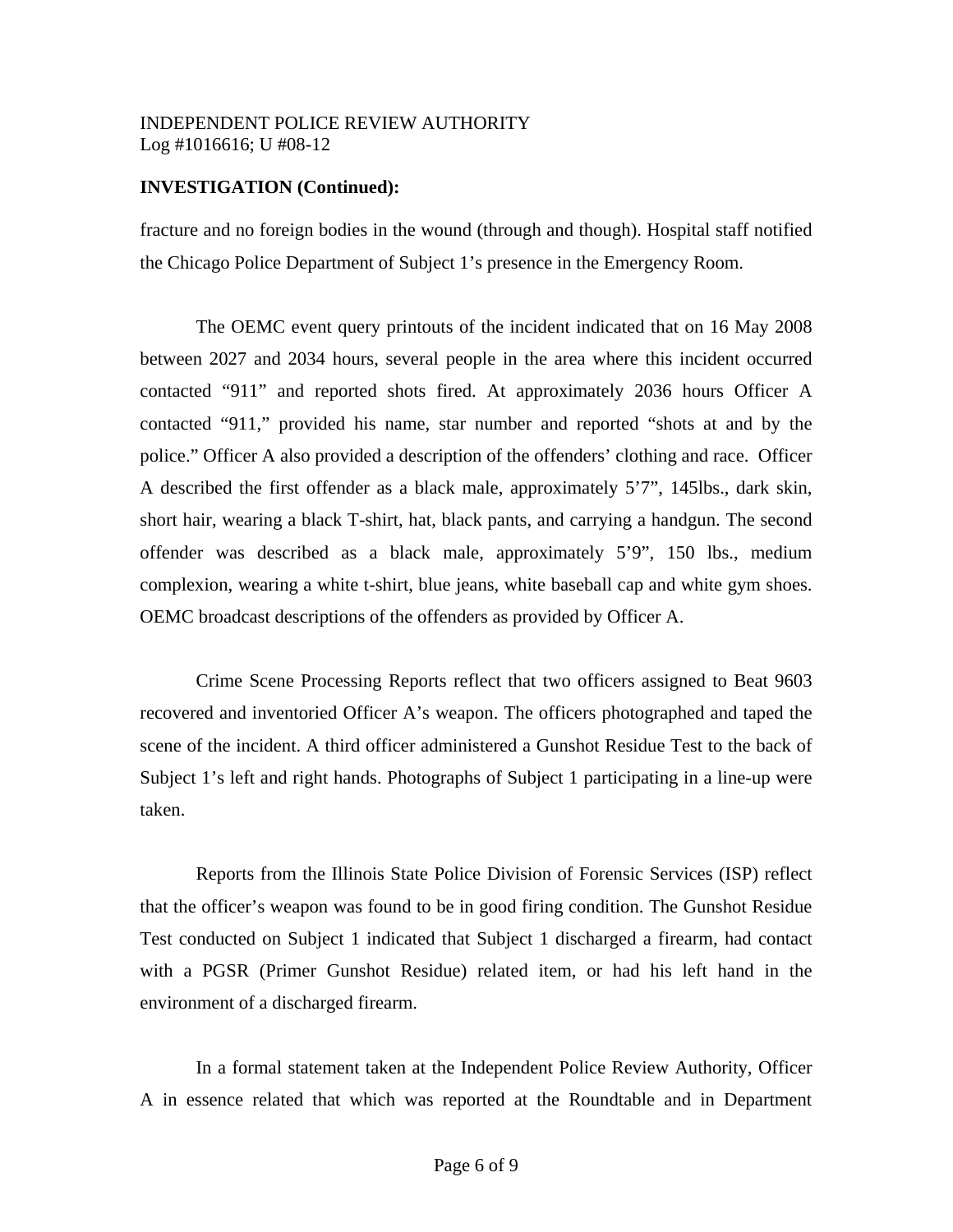INDEPENDENT POLICE REVIEW AUTHORITY
Log #1016616; U #08-12

**INVESTIGATION (Continued):**

fracture and no foreign bodies in the wound (through and though). Hospital staff notified the Chicago Police Department of Subject 1's presence in the Emergency Room.

The OEMC event query printouts of the incident indicated that on 16 May 2008 between 2027 and 2034 hours, several people in the area where this incident occurred contacted "911" and reported shots fired. At approximately 2036 hours Officer A contacted "911," provided his name, star number and reported "shots at and by the police." Officer A also provided a description of the offenders' clothing and race. Officer A described the first offender as a black male, approximately 5'7", 145lbs., dark skin, short hair, wearing a black T-shirt, hat, black pants, and carrying a handgun. The second offender was described as a black male, approximately 5'9", 150 lbs., medium complexion, wearing a white t-shirt, blue jeans, white baseball cap and white gym shoes. OEMC broadcast descriptions of the offenders as provided by Officer A.

Crime Scene Processing Reports reflect that two officers assigned to Beat 9603 recovered and inventoried Officer A's weapon. The officers photographed and taped the scene of the incident. A third officer administered a Gunshot Residue Test to the back of Subject 1's left and right hands. Photographs of Subject 1 participating in a line-up were taken.

Reports from the Illinois State Police Division of Forensic Services (ISP) reflect that the officer's weapon was found to be in good firing condition. The Gunshot Residue Test conducted on Subject 1 indicated that Subject 1 discharged a firearm, had contact with a PGSR (Primer Gunshot Residue) related item, or had his left hand in the environment of a discharged firearm.

In a formal statement taken at the Independent Police Review Authority, Officer A in essence related that which was reported at the Roundtable and in Department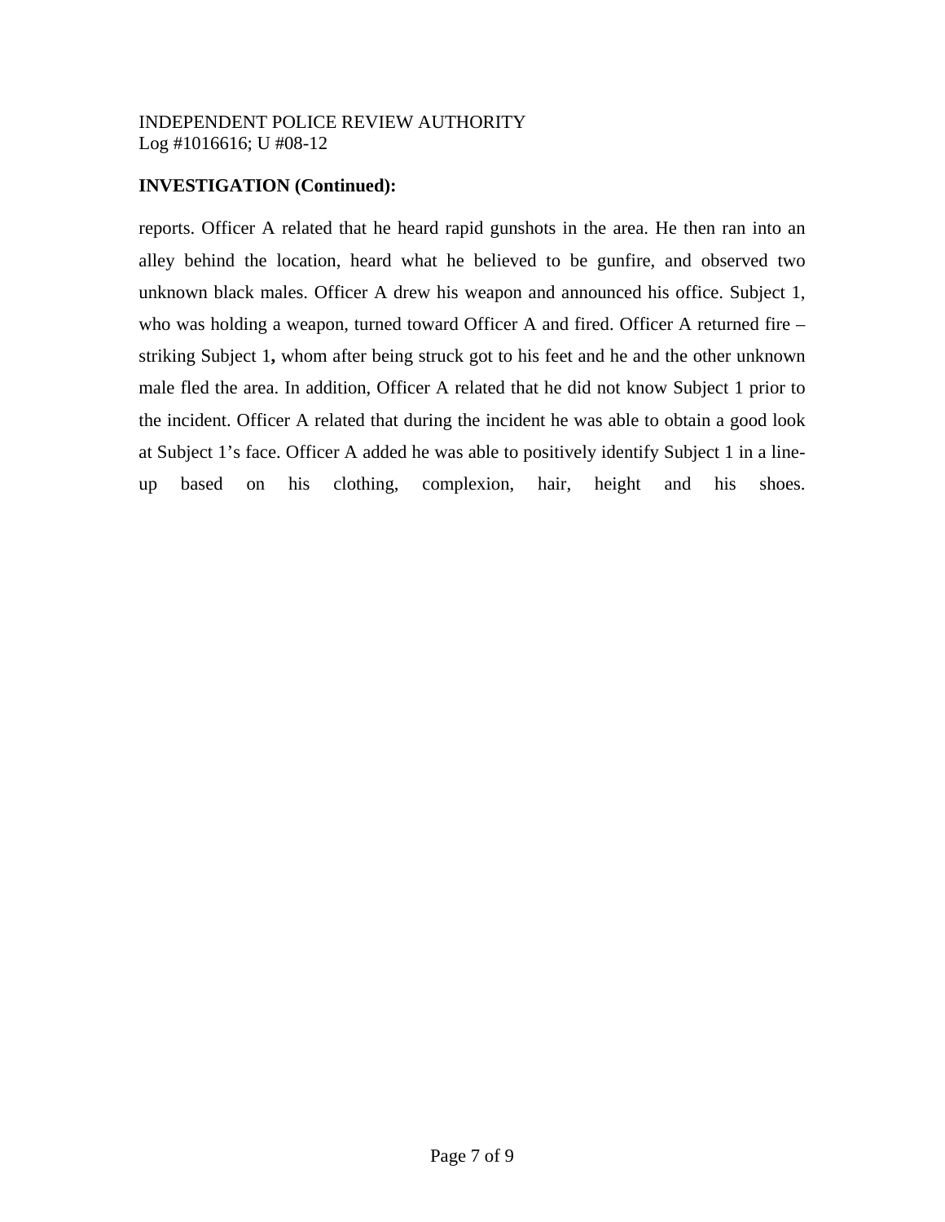**INVESTIGATION (Continued):**

reports. Officer A related that he heard rapid gunshots in the area. He then ran into an alley behind the location, heard what he believed to be gunfire, and observed two unknown black males. Officer A drew his weapon and announced his office. Subject 1, who was holding a weapon, turned toward Officer A and fired. Officer A returned fire – striking Subject 1**,** whom after being struck got to his feet and he and the other unknown male fled the area. In addition, Officer A related that he did not know Subject 1 prior to the incident. Officer A related that during the incident he was able to obtain a good look at Subject 1's face. Officer A added he was able to positively identify Subject 1 in a line-up based on his clothing, complexion, hair, height and his shoes.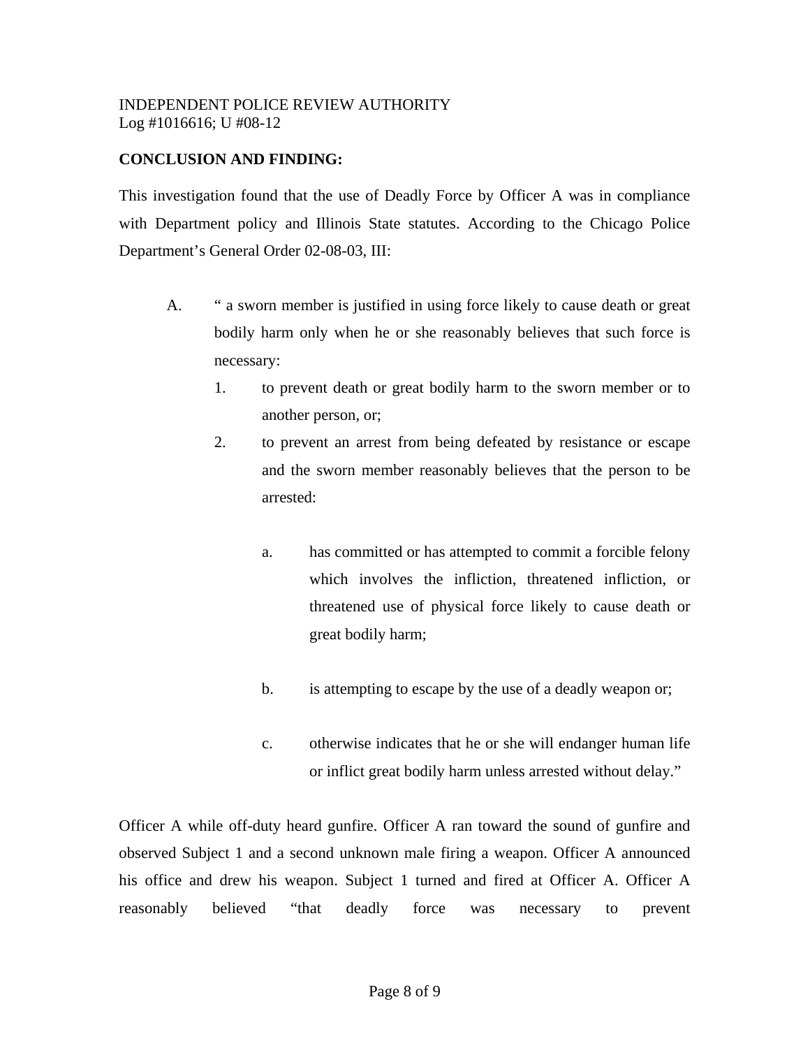INDEPENDENT POLICE REVIEW AUTHORITY
Log #1016616; U #08-12

**CONCLUSION AND FINDING:**

This investigation found that the use of Deadly Force by Officer A was in compliance with Department policy and Illinois State statutes. According to the Chicago Police Department's General Order 02-08-03, III:

A. " a sworn member is justified in using force likely to cause death or great bodily harm only when he or she reasonably believes that such force is necessary:

   1. to prevent death or great bodily harm to the sworn member or to another person, or;

   2. to prevent an arrest from being defeated by resistance or escape and the sworn member reasonably believes that the person to be arrested:

      a. has committed or has attempted to commit a forcible felony which involves the infliction, threatened infliction, or threatened use of physical force likely to cause death or great bodily harm;

      b. is attempting to escape by the use of a deadly weapon or;

      c. otherwise indicates that he or she will endanger human life or inflict great bodily harm unless arrested without delay."

Officer A while off-duty heard gunfire. Officer A ran toward the sound of gunfire and observed Subject 1 and a second unknown male firing a weapon. Officer A announced his office and drew his weapon. Subject 1 turned and fired at Officer A. Officer A reasonably believed "that deadly force was necessary to prevent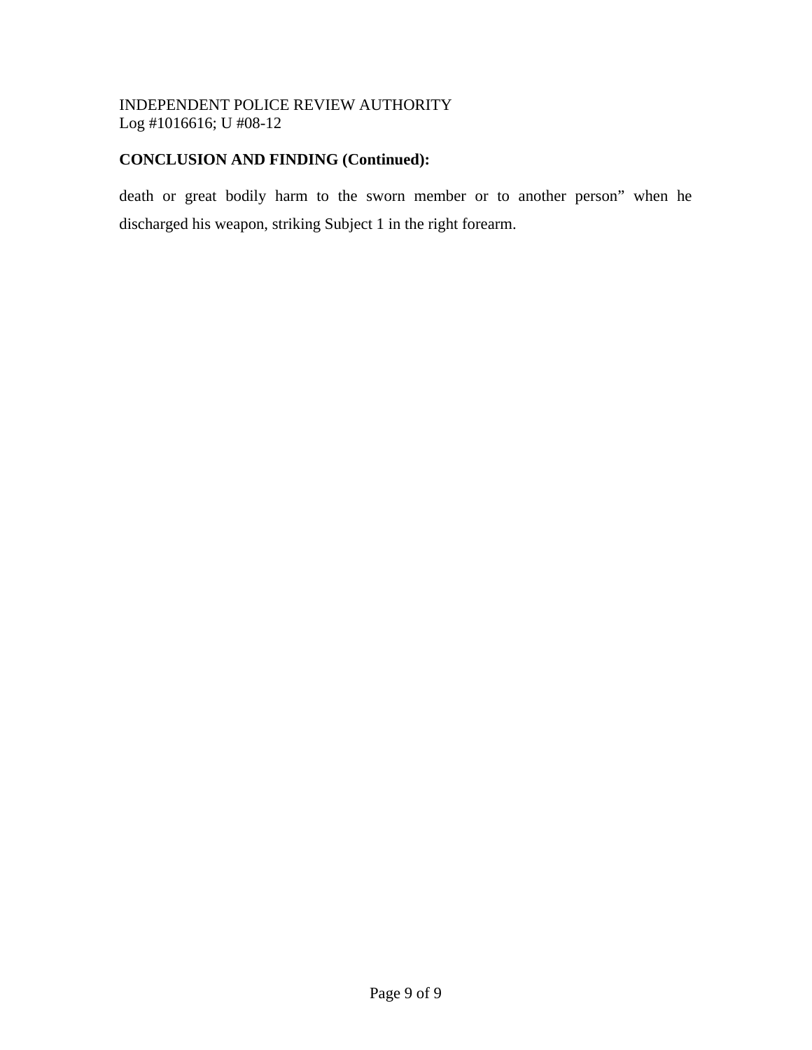**CONCLUSION AND FINDING (Continued):**

death or great bodily harm to the sworn member or to another person" when he discharged his weapon, striking Subject 1 in the right forearm.